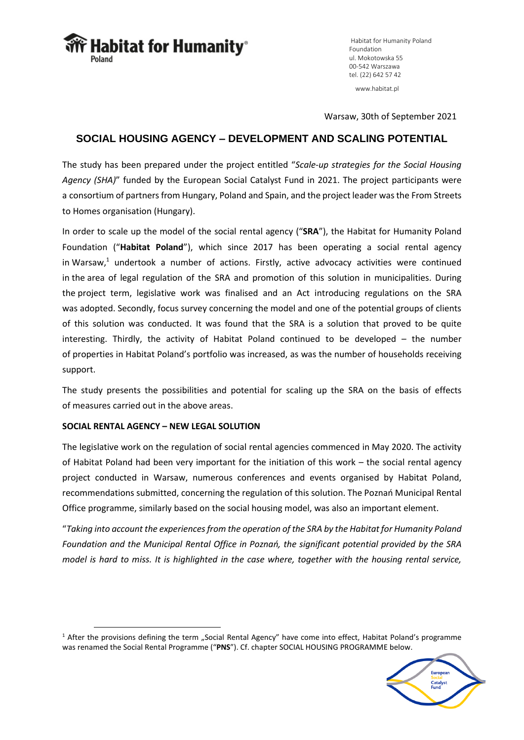Habitat for Humanity Poland Foundation
ul. Mokotowska 55
00-542 Warszawa
tel. (22) 642 57 42
www.habitat.pl

Warsaw, 30th of September 2021

# SOCIAL HOUSING AGENCY – DEVELOPMENT AND SCALING POTENTIAL

The study has been prepared under the project entitled "*Scale-up strategies for the Social Housing Agency (SHA)*" funded by the European Social Catalyst Fund in 2021. The project participants were a consortium of partners from Hungary, Poland and Spain, and the project leader was the From Streets to Homes organisation (Hungary).

In order to scale up the model of the social rental agency ("**SRA**"), the Habitat for Humanity Poland Foundation ("**Habitat Poland**"), which since 2017 has been operating a social rental agency in Warsaw,[1] undertook a number of actions. Firstly, active advocacy activities were continued in the area of legal regulation of the SRA and promotion of this solution in municipalities. During the project term, legislative work was finalised and an Act introducing regulations on the SRA was adopted. Secondly, focus survey concerning the model and one of the potential groups of clients of this solution was conducted. It was found that the SRA is a solution that proved to be quite interesting. Thirdly, the activity of Habitat Poland continued to be developed – the number of properties in Habitat Poland's portfolio was increased, as was the number of households receiving support.

The study presents the possibilities and potential for scaling up the SRA on the basis of effects of measures carried out in the above areas.

## SOCIAL RENTAL AGENCY – NEW LEGAL SOLUTION

The legislative work on the regulation of social rental agencies commenced in May 2020. The activity of Habitat Poland had been very important for the initiation of this work – the social rental agency project conducted in Warsaw, numerous conferences and events organised by Habitat Poland, recommendations submitted, concerning the regulation of this solution. The Poznań Municipal Rental Office programme, similarly based on the social housing model, was also an important element.

"*Taking into account the experiences from the operation of the SRA by the Habitat for Humanity Poland Foundation and the Municipal Rental Office in Poznań, the significant potential provided by the SRA model is hard to miss. It is highlighted in the case where, together with the housing rental service,*

[1] After the provisions defining the term „Social Rental Agency" have come into effect, Habitat Poland's programme was renamed the Social Rental Programme ("**PNS**"). Cf. chapter SOCIAL HOUSING PROGRAMME below.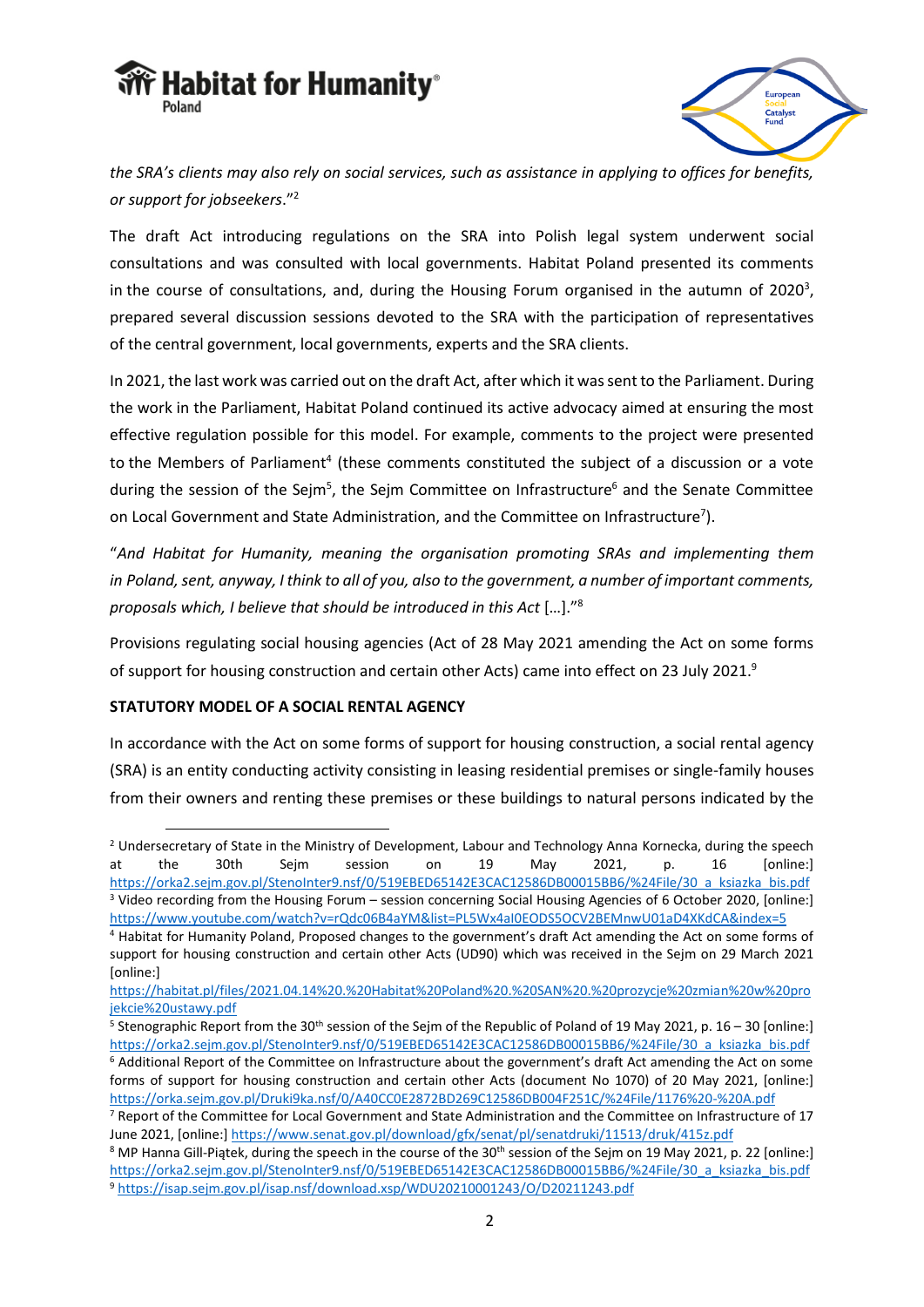*the SRA's clients may also rely on social services, such as assistance in applying to offices for benefits, or support for jobseekers*."[2]

The draft Act introducing regulations on the SRA into Polish legal system underwent social consultations and was consulted with local governments. Habitat Poland presented its comments in the course of consultations, and, during the Housing Forum organised in the autumn of 2020[3], prepared several discussion sessions devoted to the SRA with the participation of representatives of the central government, local governments, experts and the SRA clients.

In 2021, the last work was carried out on the draft Act, after which it was sent to the Parliament. During the work in the Parliament, Habitat Poland continued its active advocacy aimed at ensuring the most effective regulation possible for this model. For example, comments to the project were presented to the Members of Parliament[4] (these comments constituted the subject of a discussion or a vote during the session of the Sejm[5], the Sejm Committee on Infrastructure[6] and the Senate Committee on Local Government and State Administration, and the Committee on Infrastructure[7]).

"*And Habitat for Humanity, meaning the organisation promoting SRAs and implementing them in Poland, sent, anyway, I think to all of you, also to the government, a number of important comments, proposals which, I believe that should be introduced in this Act* […]."[8]

Provisions regulating social housing agencies (Act of 28 May 2021 amending the Act on some forms of support for housing construction and certain other Acts) came into effect on 23 July 2021.[9]

**STATUTORY MODEL OF A SOCIAL RENTAL AGENCY**

In accordance with the Act on some forms of support for housing construction, a social rental agency (SRA) is an entity conducting activity consisting in leasing residential premises or single-family houses from their owners and renting these premises or these buildings to natural persons indicated by the

---

[2] Undersecretary of State in the Ministry of Development, Labour and Technology Anna Kornecka, during the speech at the 30th Sejm session on 19 May 2021, p. 16 [online:] https://orka2.sejm.gov.pl/StenoInter9.nsf/0/519EBED65142E3CAC12586DB00015BB6/%24File/30_a_ksiazka_bis.pdf

[3] Video recording from the Housing Forum – session concerning Social Housing Agencies of 6 October 2020, [online:] https://www.youtube.com/watch?v=rQdc06B4aYM&list=PL5Wx4aI0EODS5OCV2BEMnwU01aD4XKdCA&index=5

[4] Habitat for Humanity Poland, Proposed changes to the government's draft Act amending the Act on some forms of support for housing construction and certain other Acts (UD90) which was received in the Sejm on 29 March 2021 [online:] https://habitat.pl/files/2021.04.14%20%20Habitat%20Poland%20.%20SAN%20.%20prozycje%20zmian%20w%20projekcie%20ustawy.pdf

[5] Stenographic Report from the 30th session of the Sejm of the Republic of Poland of 19 May 2021, p. 16 – 30 [online:] https://orka2.sejm.gov.pl/StenoInter9.nsf/0/519EBED65142E3CAC12586DB00015BB6/%24File/30_a_ksiazka_bis.pdf

[6] Additional Report of the Committee on Infrastructure about the government's draft Act amending the Act on some forms of support for housing construction and certain other Acts (document No 1070) of 20 May 2021, [online:] https://orka.sejm.gov.pl/Druki9ka.nsf/0/A40CC0E2872BD269C12586DB004F251C/%24File/1176%20-%20A.pdf

[7] Report of the Committee for Local Government and State Administration and the Committee on Infrastructure of 17 June 2021, [online:] https://www.senat.gov.pl/download/gfx/senat/pl/senatdruki/11513/druk/415z.pdf

[8] MP Hanna Gill-Piątek, during the speech in the course of the 30th session of the Sejm on 19 May 2021, p. 22 [online:] https://orka2.sejm.gov.pl/StenoInter9.nsf/0/519EBED65142E3CAC12586DB00015BB6/%24File/30_a_ksiazka_bis.pdf

[9] https://isap.sejm.gov.pl/isap.nsf/download.xsp/WDU20210001243/O/D20211243.pdf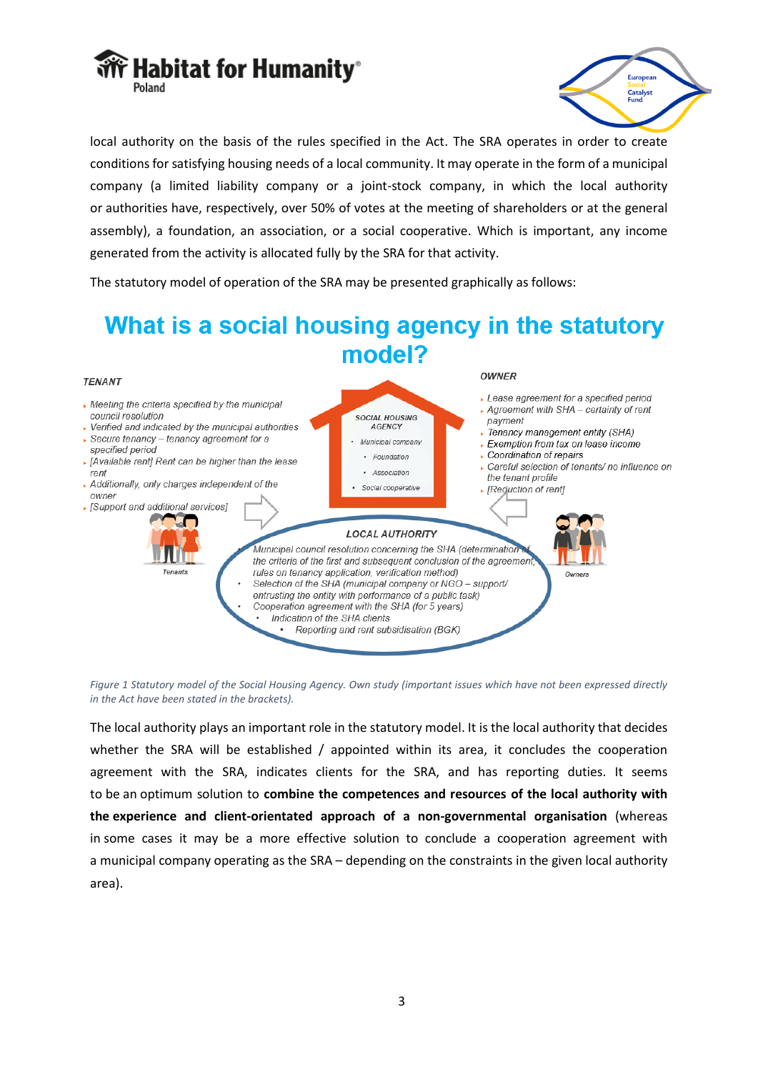local authority on the basis of the rules specified in the Act. The SRA operates in order to create conditions for satisfying housing needs of a local community. It may operate in the form of a municipal company (a limited liability company or a joint-stock company, in which the local authority or authorities have, respectively, over 50% of votes at the meeting of shareholders or at the general assembly), a foundation, an association, or a social cooperative. Which is important, any income generated from the activity is allocated fully by the SRA for that activity.

The statutory model of operation of the SRA may be presented graphically as follows:

## What is a social housing agency in the statutory model?

**TENANT**

- Meeting the criteria specified by the municipal council resolution
- Verified and indicated by the municipal authorities
- Secure tenancy – tenancy agreement for a specified period
- [Available rent!] Rent can be higher than the lease rent
- Additionally, only charges independent of the owner
- [Support and additional services]

Tenants

**SOCIAL HOUSING AGENCY**

- Municipal company
- Foundation
- Association
- Social cooperative

**OWNER**

- Lease agreement for a specified period
- Agreement with SHA – certainty of rent payment
- Tenancy management entity (SHA)
- Exemption from tax on lease income
- Coordination of repairs
- Careful selection of tenants/ no influence on the tenant profile
- [Reduction of rent]

Owners

**LOCAL AUTHORITY**

- Municipal council resolution concerning the SHA (determination of the criteria of the first and subsequent conclusion of the agreement, rules on tenancy application, verification method)
- Selection of the SHA (municipal company or NGO – support/ entrusting the entity with performance of a public task)
- Cooperation agreement with the SHA (for 5 years)
  - Indication of the SHA clients
    - Reporting and rent subsidisation (BGK)

*Figure 1 Statutory model of the Social Housing Agency. Own study (important issues which have not been expressed directly in the Act have been stated in the brackets).*

The local authority plays an important role in the statutory model. It is the local authority that decides whether the SRA will be established / appointed within its area, it concludes the cooperation agreement with the SRA, indicates clients for the SRA, and has reporting duties. It seems to be an optimum solution to **combine the competences and resources of the local authority with the experience and client-orientated approach of a non-governmental organisation** (whereas in some cases it may be a more effective solution to conclude a cooperation agreement with a municipal company operating as the SRA – depending on the constraints in the given local authority area).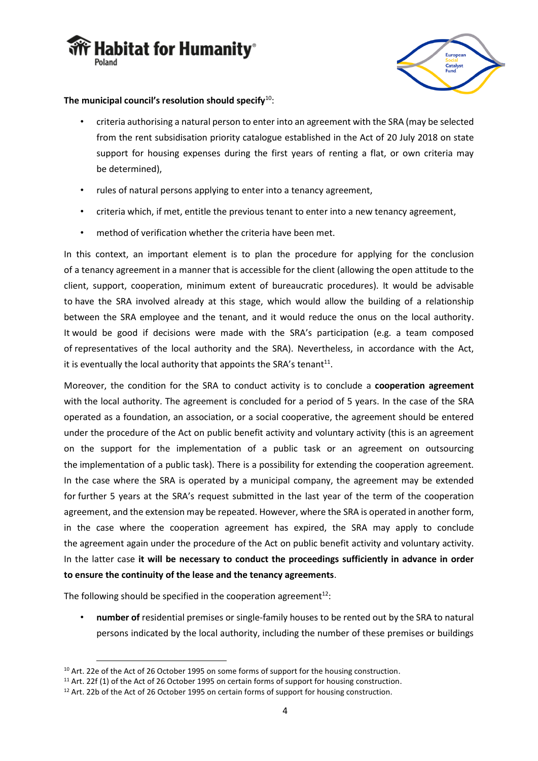**The municipal council's resolution should specify**[10]:

- criteria authorising a natural person to enter into an agreement with the SRA (may be selected from the rent subsidisation priority catalogue established in the Act of 20 July 2018 on state support for housing expenses during the first years of renting a flat, or own criteria may be determined),
- rules of natural persons applying to enter into a tenancy agreement,
- criteria which, if met, entitle the previous tenant to enter into a new tenancy agreement,
- method of verification whether the criteria have been met.

In this context, an important element is to plan the procedure for applying for the conclusion of a tenancy agreement in a manner that is accessible for the client (allowing the open attitude to the client, support, cooperation, minimum extent of bureaucratic procedures). It would be advisable to have the SRA involved already at this stage, which would allow the building of a relationship between the SRA employee and the tenant, and it would reduce the onus on the local authority. It would be good if decisions were made with the SRA's participation (e.g. a team composed of representatives of the local authority and the SRA). Nevertheless, in accordance with the Act, it is eventually the local authority that appoints the SRA's tenant[11].

Moreover, the condition for the SRA to conduct activity is to conclude a **cooperation agreement** with the local authority. The agreement is concluded for a period of 5 years. In the case of the SRA operated as a foundation, an association, or a social cooperative, the agreement should be entered under the procedure of the Act on public benefit activity and voluntary activity (this is an agreement on the support for the implementation of a public task or an agreement on outsourcing the implementation of a public task). There is a possibility for extending the cooperation agreement. In the case where the SRA is operated by a municipal company, the agreement may be extended for further 5 years at the SRA's request submitted in the last year of the term of the cooperation agreement, and the extension may be repeated. However, where the SRA is operated in another form, in the case where the cooperation agreement has expired, the SRA may apply to conclude the agreement again under the procedure of the Act on public benefit activity and voluntary activity. In the latter case **it will be necessary to conduct the proceedings sufficiently in advance in order to ensure the continuity of the lease and the tenancy agreements**.

The following should be specified in the cooperation agreement[12]:

- **number of** residential premises or single-family houses to be rented out by the SRA to natural persons indicated by the local authority, including the number of these premises or buildings

---

[10] Art. 22e of the Act of 26 October 1995 on some forms of support for the housing construction.

[11] Art. 22f (1) of the Act of 26 October 1995 on certain forms of support for housing construction.

[12] Art. 22b of the Act of 26 October 1995 on certain forms of support for housing construction.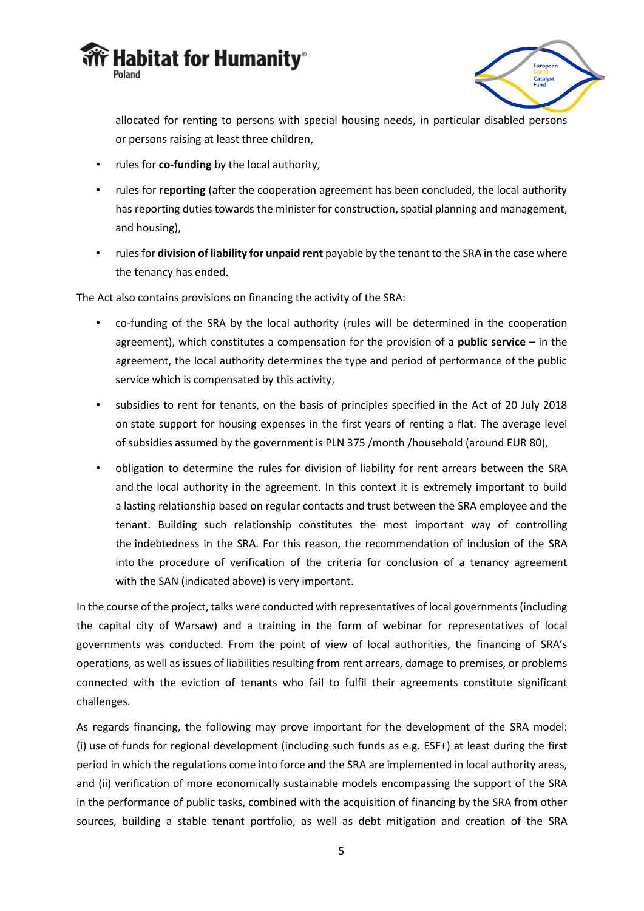allocated for renting to persons with special housing needs, in particular disabled persons or persons raising at least three children,

- rules for **co-funding** by the local authority,
- rules for **reporting** (after the cooperation agreement has been concluded, the local authority has reporting duties towards the minister for construction, spatial planning and management, and housing),
- rules for **division of liability for unpaid rent** payable by the tenant to the SRA in the case where the tenancy has ended.

The Act also contains provisions on financing the activity of the SRA:

- co-funding of the SRA by the local authority (rules will be determined in the cooperation agreement), which constitutes a compensation for the provision of a **public service –** in the agreement, the local authority determines the type and period of performance of the public service which is compensated by this activity,
- subsidies to rent for tenants, on the basis of principles specified in the Act of 20 July 2018 on state support for housing expenses in the first years of renting a flat. The average level of subsidies assumed by the government is PLN 375 /month /household (around EUR 80),
- obligation to determine the rules for division of liability for rent arrears between the SRA and the local authority in the agreement. In this context it is extremely important to build a lasting relationship based on regular contacts and trust between the SRA employee and the tenant. Building such relationship constitutes the most important way of controlling the indebtedness in the SRA. For this reason, the recommendation of inclusion of the SRA into the procedure of verification of the criteria for conclusion of a tenancy agreement with the SAN (indicated above) is very important.

In the course of the project, talks were conducted with representatives of local governments (including the capital city of Warsaw) and a training in the form of webinar for representatives of local governments was conducted. From the point of view of local authorities, the financing of SRA's operations, as well as issues of liabilities resulting from rent arrears, damage to premises, or problems connected with the eviction of tenants who fail to fulfil their agreements constitute significant challenges.

As regards financing, the following may prove important for the development of the SRA model: (i) use of funds for regional development (including such funds as e.g. ESF+) at least during the first period in which the regulations come into force and the SRA are implemented in local authority areas, and (ii) verification of more economically sustainable models encompassing the support of the SRA in the performance of public tasks, combined with the acquisition of financing by the SRA from other sources, building a stable tenant portfolio, as well as debt mitigation and creation of the SRA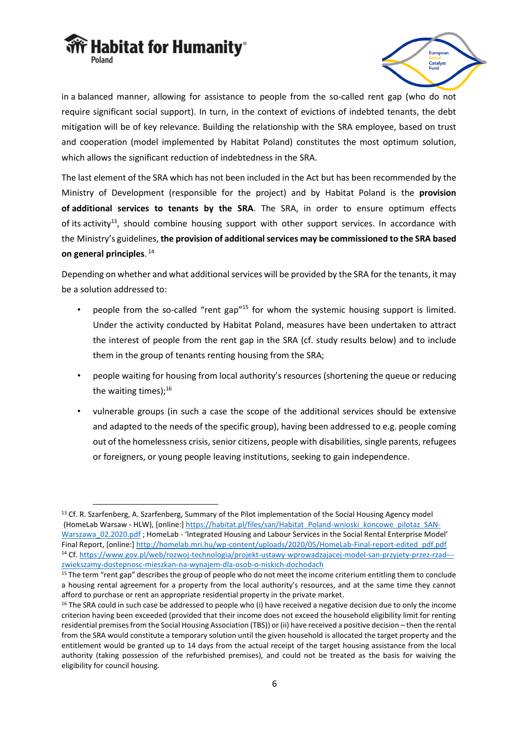in a balanced manner, allowing for assistance to people from the so-called rent gap (who do not require significant social support). In turn, in the context of evictions of indebted tenants, the debt mitigation will be of key relevance. Building the relationship with the SRA employee, based on trust and cooperation (model implemented by Habitat Poland) constitutes the most optimum solution, which allows the significant reduction of indebtedness in the SRA.

The last element of the SRA which has not been included in the Act but has been recommended by the Ministry of Development (responsible for the project) and by Habitat Poland is the **provision of additional services to tenants by the SRA**. The SRA, in order to ensure optimum effects of its activity[13], should combine housing support with other support services. In accordance with the Ministry's guidelines, **the provision of additional services may be commissioned to the SRA based on general principles**. [14]

Depending on whether and what additional services will be provided by the SRA for the tenants, it may be a solution addressed to:

- people from the so-called "rent gap"[15] for whom the systemic housing support is limited. Under the activity conducted by Habitat Poland, measures have been undertaken to attract the interest of people from the rent gap in the SRA (cf. study results below) and to include them in the group of tenants renting housing from the SRA;
- people waiting for housing from local authority's resources (shortening the queue or reducing the waiting times);[16]
- vulnerable groups (in such a case the scope of the additional services should be extensive and adapted to the needs of the specific group), having been addressed to e.g. people coming out of the homelessness crisis, senior citizens, people with disabilities, single parents, refugees or foreigners, or young people leaving institutions, seeking to gain independence.

---

[13] Cf. R. Szarfenberg, A. Szarfenberg, Summary of the Pilot implementation of the Social Housing Agency model (HomeLab Warsaw - HLW), [online:] https://habitat.pl/files/san/Habitat_Poland-wnioski_koncowe_pilotaz_SAN-Warszawa_02.2020.pdf ; HomeLab - 'Integrated Housing and Labour Services in the Social Rental Enterprise Model' Final Report, [online:] http://homelab.mri.hu/wp-content/uploads/2020/05/HomeLab-Final-report-edited_pdf.pdf

[14] Cf. https://www.gov.pl/web/rozwoj-technologia/projekt-ustawy-wprowadzajacej-model-san-przyjety-przez-rzad---zwiekszamy-dostepnosc-mieszkan-na-wynajem-dla-osob-o-niskich-dochodach

[15] The term "rent gap" describes the group of people who do not meet the income criterium entitling them to conclude a housing rental agreement for a property from the local authority's resources, and at the same time they cannot afford to purchase or rent an appropriate residential property in the private market.

[16] The SRA could in such case be addressed to people who (i) have received a negative decision due to only the income criterion having been exceeded (provided that their income does not exceed the household eligibility limit for renting residential premises from the Social Housing Association (TBS)) or (ii) have received a positive decision – then the rental from the SRA would constitute a temporary solution until the given household is allocated the target property and the entitlement would be granted up to 14 days from the actual receipt of the target housing assistance from the local authority (taking possession of the refurbished premises), and could not be treated as the basis for waiving the eligibility for council housing.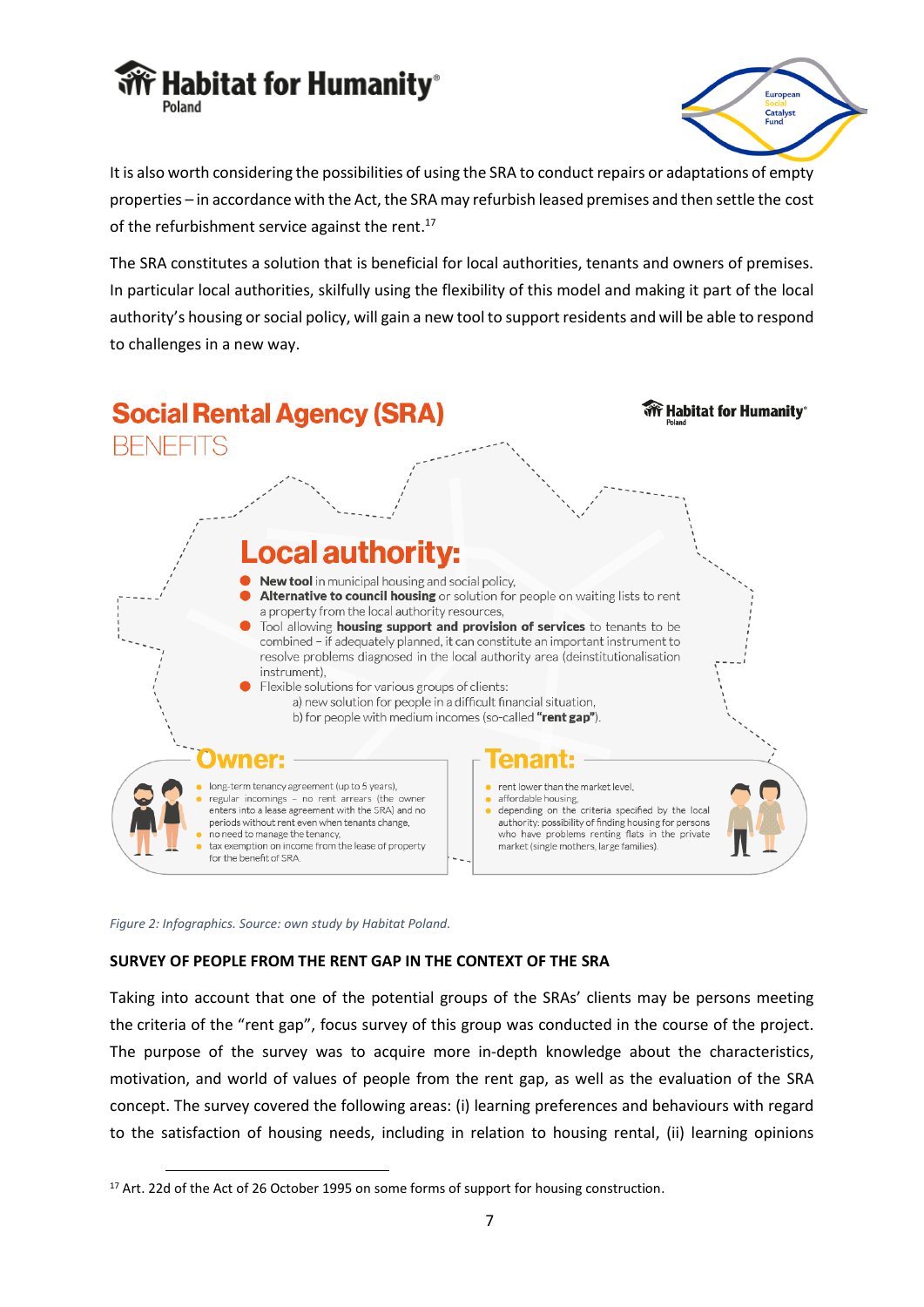It is also worth considering the possibilities of using the SRA to conduct repairs or adaptations of empty properties – in accordance with the Act, the SRA may refurbish leased premises and then settle the cost of the refurbishment service against the rent.[17]

The SRA constitutes a solution that is beneficial for local authorities, tenants and owners of premises. In particular local authorities, skilfully using the flexibility of this model and making it part of the local authority's housing or social policy, will gain a new tool to support residents and will be able to respond to challenges in a new way.

## Social Rental Agency (SRA) BENEFITS

### Local authority:

- **New tool** in municipal housing and social policy,
- **Alternative to council housing** or solution for people on waiting lists to rent a property from the local authority resources,
- Tool allowing **housing support and provision of services** to tenants to be combined – if adequately planned, it can constitute an important instrument to resolve problems diagnosed in the local authority area (deinstitutionalisation instrument),
- Flexible solutions for various groups of clients:
  - a) new solution for people in a difficult financial situation,
  - b) for people with medium incomes (so-called **"rent gap"**).

### Owner:

- long-term tenancy agreement (up to 5 years),
- regular incomings – no rent arrears (the owner enters into a lease agreement with the SRA) and no periods without rent even when tenants change,
- no need to manage the tenancy,
- tax exemption on income from the lease of property for the benefit of SRA.

### Tenant:

- rent lower than the market level,
- affordable housing,
- depending on the criteria specified by the local authority: possibility of finding housing for persons who have problems renting flats in the private market (single mothers, large families).

*Figure 2: Infographics. Source: own study by Habitat Poland.*

**SURVEY OF PEOPLE FROM THE RENT GAP IN THE CONTEXT OF THE SRA**

Taking into account that one of the potential groups of the SRAs' clients may be persons meeting the criteria of the "rent gap", focus survey of this group was conducted in the course of the project. The purpose of the survey was to acquire more in-depth knowledge about the characteristics, motivation, and world of values of people from the rent gap, as well as the evaluation of the SRA concept. The survey covered the following areas: (i) learning preferences and behaviours with regard to the satisfaction of housing needs, including in relation to housing rental, (ii) learning opinions

[17] Art. 22d of the Act of 26 October 1995 on some forms of support for housing construction.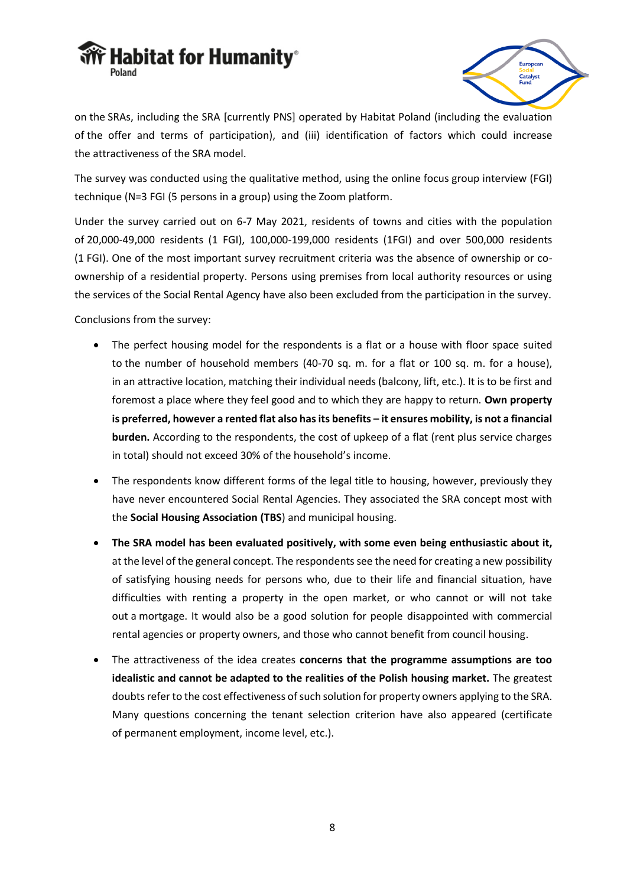on the SRAs, including the SRA [currently PNS] operated by Habitat Poland (including the evaluation of the offer and terms of participation), and (iii) identification of factors which could increase the attractiveness of the SRA model.

The survey was conducted using the qualitative method, using the online focus group interview (FGI) technique (N=3 FGI (5 persons in a group) using the Zoom platform.

Under the survey carried out on 6-7 May 2021, residents of towns and cities with the population of 20,000-49,000 residents (1 FGI), 100,000-199,000 residents (1FGI) and over 500,000 residents (1 FGI). One of the most important survey recruitment criteria was the absence of ownership or co-ownership of a residential property. Persons using premises from local authority resources or using the services of the Social Rental Agency have also been excluded from the participation in the survey.

Conclusions from the survey:

- The perfect housing model for the respondents is a flat or a house with floor space suited to the number of household members (40-70 sq. m. for a flat or 100 sq. m. for a house), in an attractive location, matching their individual needs (balcony, lift, etc.). It is to be first and foremost a place where they feel good and to which they are happy to return. **Own property is preferred, however a rented flat also has its benefits – it ensures mobility, is not a financial burden.** According to the respondents, the cost of upkeep of a flat (rent plus service charges in total) should not exceed 30% of the household's income.
- The respondents know different forms of the legal title to housing, however, previously they have never encountered Social Rental Agencies. They associated the SRA concept most with the **Social Housing Association (TBS**) and municipal housing.
- **The SRA model has been evaluated positively, with some even being enthusiastic about it,** at the level of the general concept. The respondents see the need for creating a new possibility of satisfying housing needs for persons who, due to their life and financial situation, have difficulties with renting a property in the open market, or who cannot or will not take out a mortgage. It would also be a good solution for people disappointed with commercial rental agencies or property owners, and those who cannot benefit from council housing.
- The attractiveness of the idea creates **concerns that the programme assumptions are too idealistic and cannot be adapted to the realities of the Polish housing market.** The greatest doubts refer to the cost effectiveness of such solution for property owners applying to the SRA. Many questions concerning the tenant selection criterion have also appeared (certificate of permanent employment, income level, etc.).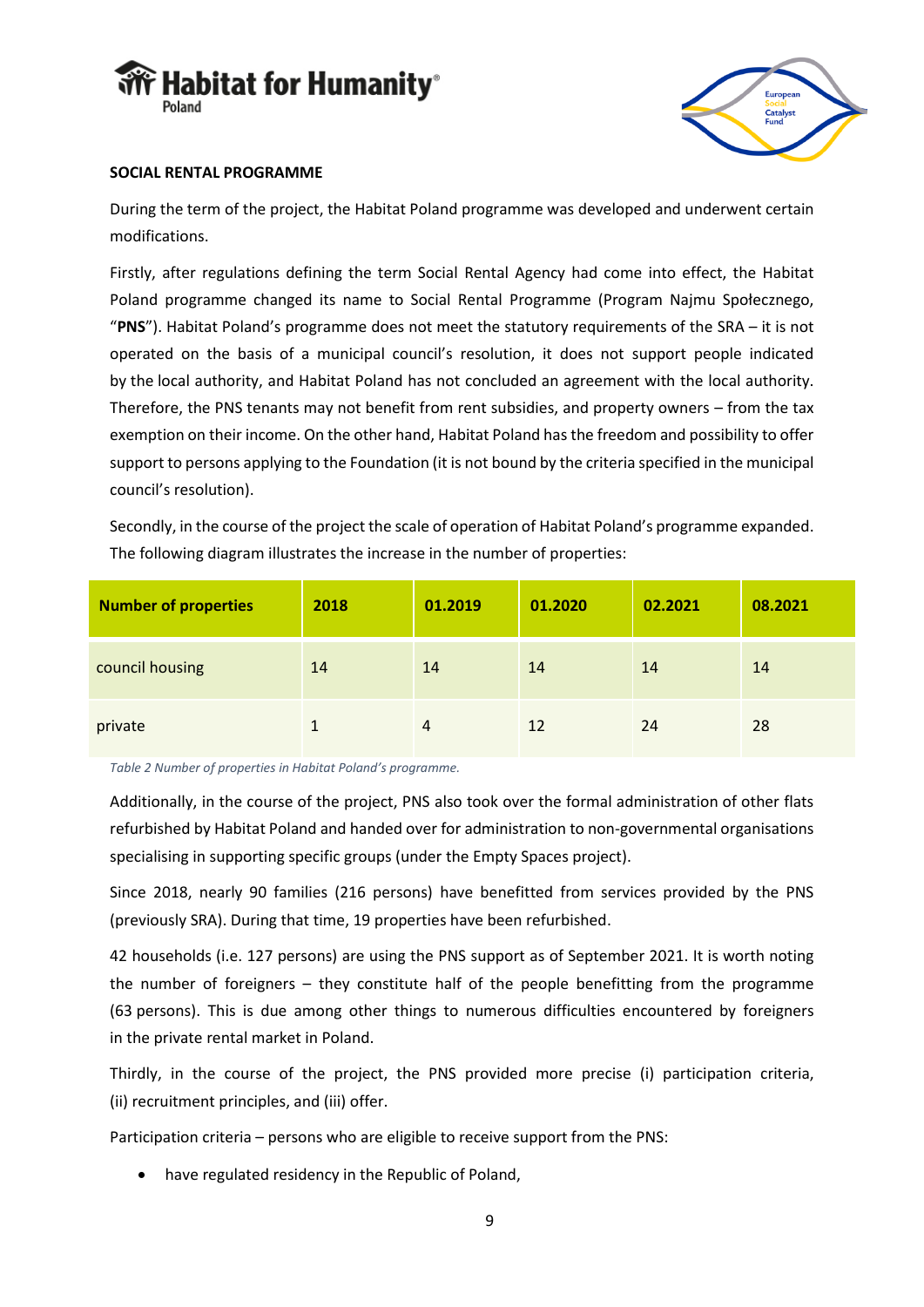**SOCIAL RENTAL PROGRAMME**

During the term of the project, the Habitat Poland programme was developed and underwent certain modifications.

Firstly, after regulations defining the term Social Rental Agency had come into effect, the Habitat Poland programme changed its name to Social Rental Programme (Program Najmu Społecznego, "**PNS**"). Habitat Poland's programme does not meet the statutory requirements of the SRA – it is not operated on the basis of a municipal council's resolution, it does not support people indicated by the local authority, and Habitat Poland has not concluded an agreement with the local authority. Therefore, the PNS tenants may not benefit from rent subsidies, and property owners – from the tax exemption on their income. On the other hand, Habitat Poland has the freedom and possibility to offer support to persons applying to the Foundation (it is not bound by the criteria specified in the municipal council's resolution).

Secondly, in the course of the project the scale of operation of Habitat Poland's programme expanded. The following diagram illustrates the increase in the number of properties:

| Number of properties | 2018 | 01.2019 | 01.2020 | 02.2021 | 08.2021 |
|---|---|---|---|---|---|
| council housing | 14 | 14 | 14 | 14 | 14 |
| private | 1 | 4 | 12 | 24 | 28 |

*Table 2 Number of properties in Habitat Poland's programme.*

Additionally, in the course of the project, PNS also took over the formal administration of other flats refurbished by Habitat Poland and handed over for administration to non-governmental organisations specialising in supporting specific groups (under the Empty Spaces project).

Since 2018, nearly 90 families (216 persons) have benefitted from services provided by the PNS (previously SRA). During that time, 19 properties have been refurbished.

42 households (i.e. 127 persons) are using the PNS support as of September 2021. It is worth noting the number of foreigners – they constitute half of the people benefitting from the programme (63 persons). This is due among other things to numerous difficulties encountered by foreigners in the private rental market in Poland.

Thirdly, in the course of the project, the PNS provided more precise (i) participation criteria, (ii) recruitment principles, and (iii) offer.

Participation criteria – persons who are eligible to receive support from the PNS:

- have regulated residency in the Republic of Poland,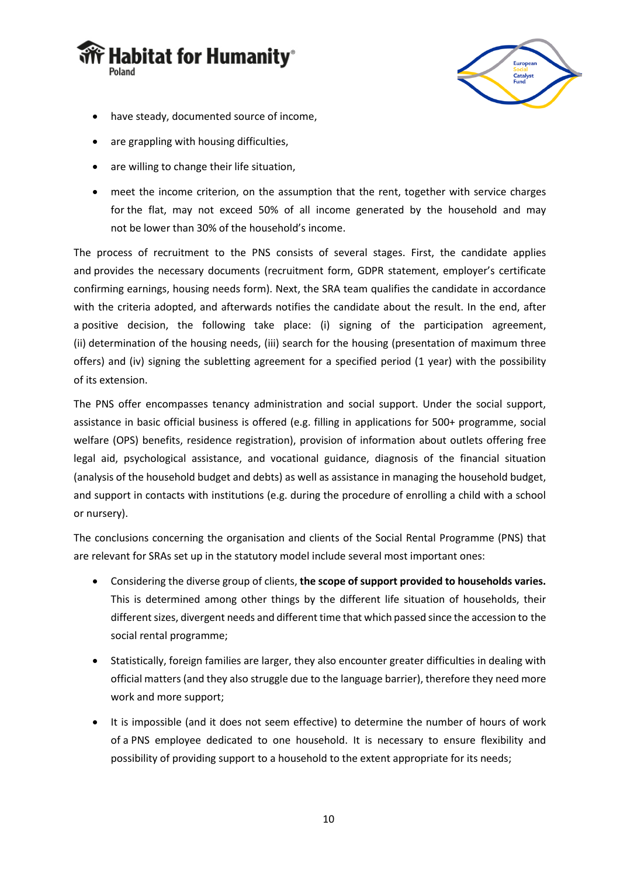- have steady, documented source of income,
- are grappling with housing difficulties,
- are willing to change their life situation,
- meet the income criterion, on the assumption that the rent, together with service charges for the flat, may not exceed 50% of all income generated by the household and may not be lower than 30% of the household's income.

The process of recruitment to the PNS consists of several stages. First, the candidate applies and provides the necessary documents (recruitment form, GDPR statement, employer's certificate confirming earnings, housing needs form). Next, the SRA team qualifies the candidate in accordance with the criteria adopted, and afterwards notifies the candidate about the result. In the end, after a positive decision, the following take place: (i) signing of the participation agreement, (ii) determination of the housing needs, (iii) search for the housing (presentation of maximum three offers) and (iv) signing the subletting agreement for a specified period (1 year) with the possibility of its extension.

The PNS offer encompasses tenancy administration and social support. Under the social support, assistance in basic official business is offered (e.g. filling in applications for 500+ programme, social welfare (OPS) benefits, residence registration), provision of information about outlets offering free legal aid, psychological assistance, and vocational guidance, diagnosis of the financial situation (analysis of the household budget and debts) as well as assistance in managing the household budget, and support in contacts with institutions (e.g. during the procedure of enrolling a child with a school or nursery).

The conclusions concerning the organisation and clients of the Social Rental Programme (PNS) that are relevant for SRAs set up in the statutory model include several most important ones:

- Considering the diverse group of clients, **the scope of support provided to households varies.** This is determined among other things by the different life situation of households, their different sizes, divergent needs and different time that which passed since the accession to the social rental programme;
- Statistically, foreign families are larger, they also encounter greater difficulties in dealing with official matters (and they also struggle due to the language barrier), therefore they need more work and more support;
- It is impossible (and it does not seem effective) to determine the number of hours of work of a PNS employee dedicated to one household. It is necessary to ensure flexibility and possibility of providing support to a household to the extent appropriate for its needs;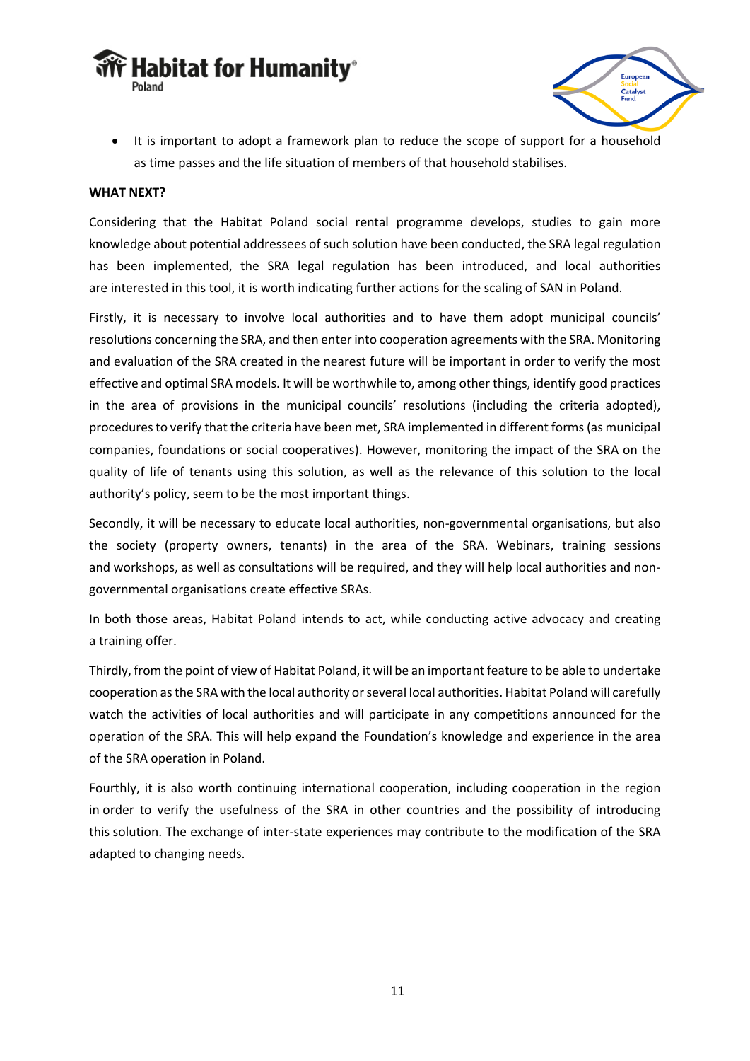- It is important to adopt a framework plan to reduce the scope of support for a household as time passes and the life situation of members of that household stabilises.

**WHAT NEXT?**

Considering that the Habitat Poland social rental programme develops, studies to gain more knowledge about potential addressees of such solution have been conducted, the SRA legal regulation has been implemented, the SRA legal regulation has been introduced, and local authorities are interested in this tool, it is worth indicating further actions for the scaling of SAN in Poland.

Firstly, it is necessary to involve local authorities and to have them adopt municipal councils' resolutions concerning the SRA, and then enter into cooperation agreements with the SRA. Monitoring and evaluation of the SRA created in the nearest future will be important in order to verify the most effective and optimal SRA models. It will be worthwhile to, among other things, identify good practices in the area of provisions in the municipal councils' resolutions (including the criteria adopted), procedures to verify that the criteria have been met, SRA implemented in different forms (as municipal companies, foundations or social cooperatives). However, monitoring the impact of the SRA on the quality of life of tenants using this solution, as well as the relevance of this solution to the local authority's policy, seem to be the most important things.

Secondly, it will be necessary to educate local authorities, non-governmental organisations, but also the society (property owners, tenants) in the area of the SRA. Webinars, training sessions and workshops, as well as consultations will be required, and they will help local authorities and non-governmental organisations create effective SRAs.

In both those areas, Habitat Poland intends to act, while conducting active advocacy and creating a training offer.

Thirdly, from the point of view of Habitat Poland, it will be an important feature to be able to undertake cooperation as the SRA with the local authority or several local authorities. Habitat Poland will carefully watch the activities of local authorities and will participate in any competitions announced for the operation of the SRA. This will help expand the Foundation's knowledge and experience in the area of the SRA operation in Poland.

Fourthly, it is also worth continuing international cooperation, including cooperation in the region in order to verify the usefulness of the SRA in other countries and the possibility of introducing this solution. The exchange of inter-state experiences may contribute to the modification of the SRA adapted to changing needs.